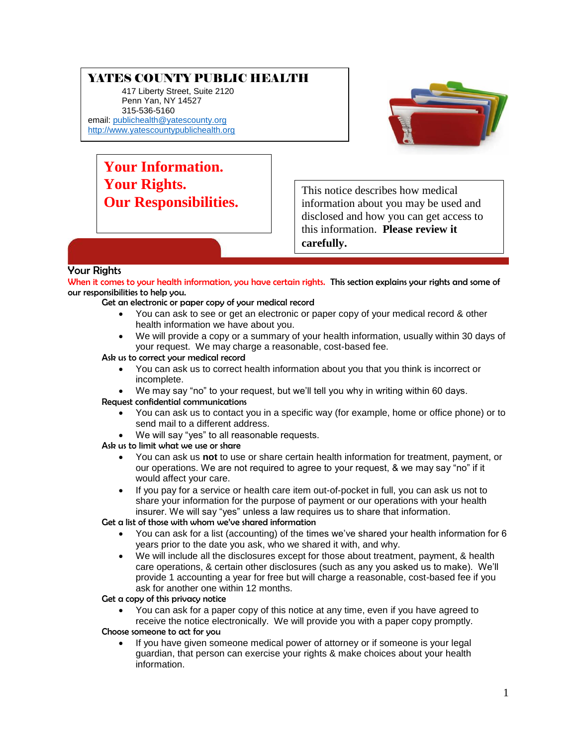# YATES COUNTY PUBLIC HEALTH

417 Liberty Street, Suite 2120
Penn Yan, NY 14527
315-536-5160
email: publichealth@yatescounty.org
http://www.yatescountypublichealth.org

# Your Information. Your Rights. Our Responsibilities.

This notice describes how medical information about you may be used and disclosed and how you can get access to this information. **Please review it carefully.**

## Your Rights

When it comes to your health information, you have certain rights. This section explains your rights and some of our responsibilities to help you.

### Get an electronic or paper copy of your medical record

- You can ask to see or get an electronic or paper copy of your medical record & other health information we have about you.
- We will provide a copy or a summary of your health information, usually within 30 days of your request. We may charge a reasonable, cost-based fee.

### Ask us to correct your medical record

- You can ask us to correct health information about you that you think is incorrect or incomplete.
- We may say "no" to your request, but we'll tell you why in writing within 60 days.

### Request confidential communications

- You can ask us to contact you in a specific way (for example, home or office phone) or to send mail to a different address.
- We will say "yes" to all reasonable requests.

### Ask us to limit what we use or share

- You can ask us **not** to use or share certain health information for treatment, payment, or our operations. We are not required to agree to your request, & we may say "no" if it would affect your care.
- If you pay for a service or health care item out-of-pocket in full, you can ask us not to share your information for the purpose of payment or our operations with your health insurer. We will say "yes" unless a law requires us to share that information.

### Get a list of those with whom we've shared information

- You can ask for a list (accounting) of the times we've shared your health information for 6 years prior to the date you ask, who we shared it with, and why.
- We will include all the disclosures except for those about treatment, payment, & health care operations, & certain other disclosures (such as any you asked us to make). We'll provide 1 accounting a year for free but will charge a reasonable, cost-based fee if you ask for another one within 12 months.

### Get a copy of this privacy notice

- You can ask for a paper copy of this notice at any time, even if you have agreed to receive the notice electronically. We will provide you with a paper copy promptly.

### Choose someone to act for you

- If you have given someone medical power of attorney or if someone is your legal guardian, that person can exercise your rights & make choices about your health information.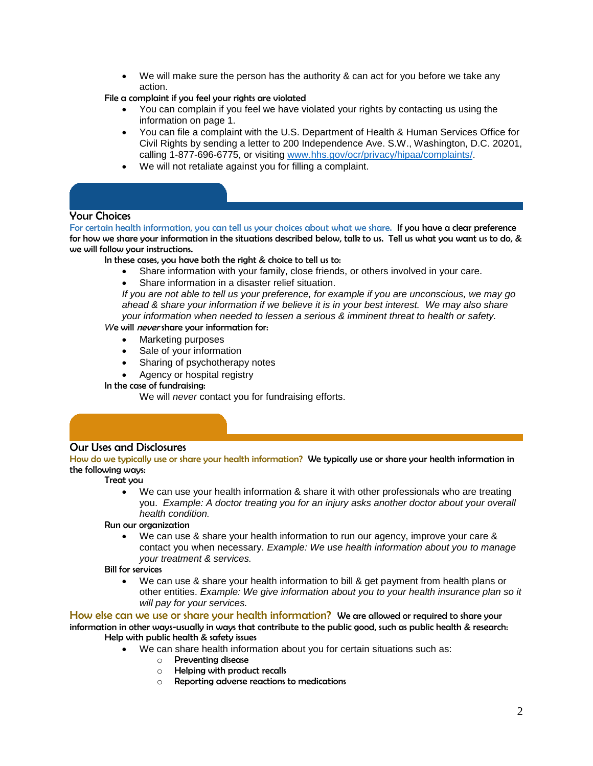- We will make sure the person has the authority & can act for you before we take any action.

**File a complaint if you feel your rights are violated**

- You can complain if you feel we have violated your rights by contacting us using the information on page 1.
- You can file a complaint with the U.S. Department of Health & Human Services Office for Civil Rights by sending a letter to 200 Independence Ave. S.W., Washington, D.C. 20201, calling 1-877-696-6775, or visiting [www.hhs.gov/ocr/privacy/hipaa/complaints/](www.hhs.gov/ocr/privacy/hipaa/complaints/).
- We will not retaliate against you for filling a complaint.

## Your Choices

For certain health information, you can tell us your choices about what we share. **If you have a clear preference for how we share your information in the situations described below, talk to us. Tell us what you want us to do, & we will follow your instructions.**

**In these cases, you have both the right & choice to tell us to:**

- Share information with your family, close friends, or others involved in your care.
- Share information in a disaster relief situation.

*If you are not able to tell us your preference, for example if you are unconscious, we may go ahead & share your information if we believe it is in your best interest. We may also share your information when needed to lessen a serious & imminent threat to health or safety.*

**We will *never* share your information for:**

- Marketing purposes
- Sale of your information
- Sharing of psychotherapy notes
- Agency or hospital registry

**In the case of fundraising:**

We will *never* contact you for fundraising efforts.

## Our Uses and Disclosures

How do we typically use or share your health information? **We typically use or share your health information in the following ways:**

**Treat you**

- We can use your health information & share it with other professionals who are treating you. *Example: A doctor treating you for an injury asks another doctor about your overall health condition.*

**Run our organization**

- We can use & share your health information to run our agency, improve your care & contact you when necessary. *Example: We use health information about you to manage your treatment & services.*

**Bill for services**

- We can use & share your health information to bill & get payment from health plans or other entities. *Example: We give information about you to your health insurance plan so it will pay for your services.*

### How else can we use or share your health information?

**We are allowed or required to share your information in other ways–usually in ways that contribute to the public good, such as public health & research:**

**Help with public health & safety issues**

- We can share health information about you for certain situations such as:
  - **Preventing disease**
  - **Helping with product recalls**
  - **Reporting adverse reactions to medications**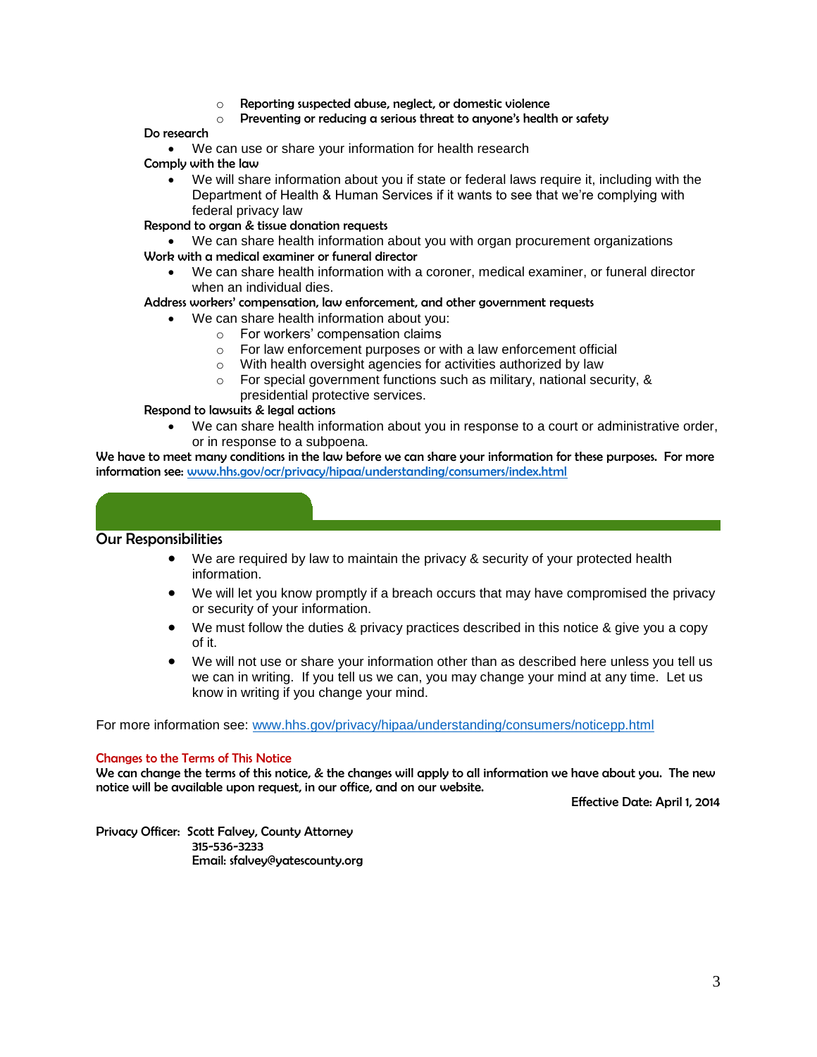- **Reporting suspected abuse, neglect, or domestic violence**
- **Preventing or reducing a serious threat to anyone's health or safety**

**Do research**

- We can use or share your information for health research

**Comply with the law**

- We will share information about you if state or federal laws require it, including with the Department of Health & Human Services if it wants to see that we're complying with federal privacy law

**Respond to organ & tissue donation requests**

- We can share health information about you with organ procurement organizations

**Work with a medical examiner or funeral director**

- We can share health information with a coroner, medical examiner, or funeral director when an individual dies.

**Address workers' compensation, law enforcement, and other government requests**

- We can share health information about you:
  - For workers' compensation claims
  - For law enforcement purposes or with a law enforcement official
  - With health oversight agencies for activities authorized by law
  - For special government functions such as military, national security, & presidential protective services.

**Respond to lawsuits & legal actions**

- We can share health information about you in response to a court or administrative order, or in response to a subpoena.

**We have to meet many conditions in the law before we can share your information for these purposes. For more information see: [www.hhs.gov/ocr/privacy/hipaa/understanding/consumers/index.html](http://www.hhs.gov/ocr/privacy/hipaa/understanding/consumers/index.html)**

## Our Responsibilities

- We are required by law to maintain the privacy & security of your protected health information.
- We will let you know promptly if a breach occurs that may have compromised the privacy or security of your information.
- We must follow the duties & privacy practices described in this notice & give you a copy of it.
- We will not use or share your information other than as described here unless you tell us we can in writing. If you tell us we can, you may change your mind at any time. Let us know in writing if you change your mind.

For more information see: [www.hhs.gov/privacy/hipaa/understanding/consumers/noticepp.html](http://www.hhs.gov/privacy/hipaa/understanding/consumers/noticepp.html)

**Changes to the Terms of This Notice**

**We can change the terms of this notice, & the changes will apply to all information we have about you. The new notice will be available upon request, in our office, and on our website.**

**Effective Date: April 1, 2014**

**Privacy Officer: Scott Falvey, County Attorney**
**315-536-3233**
**Email: sfalvey@yatescounty.org**